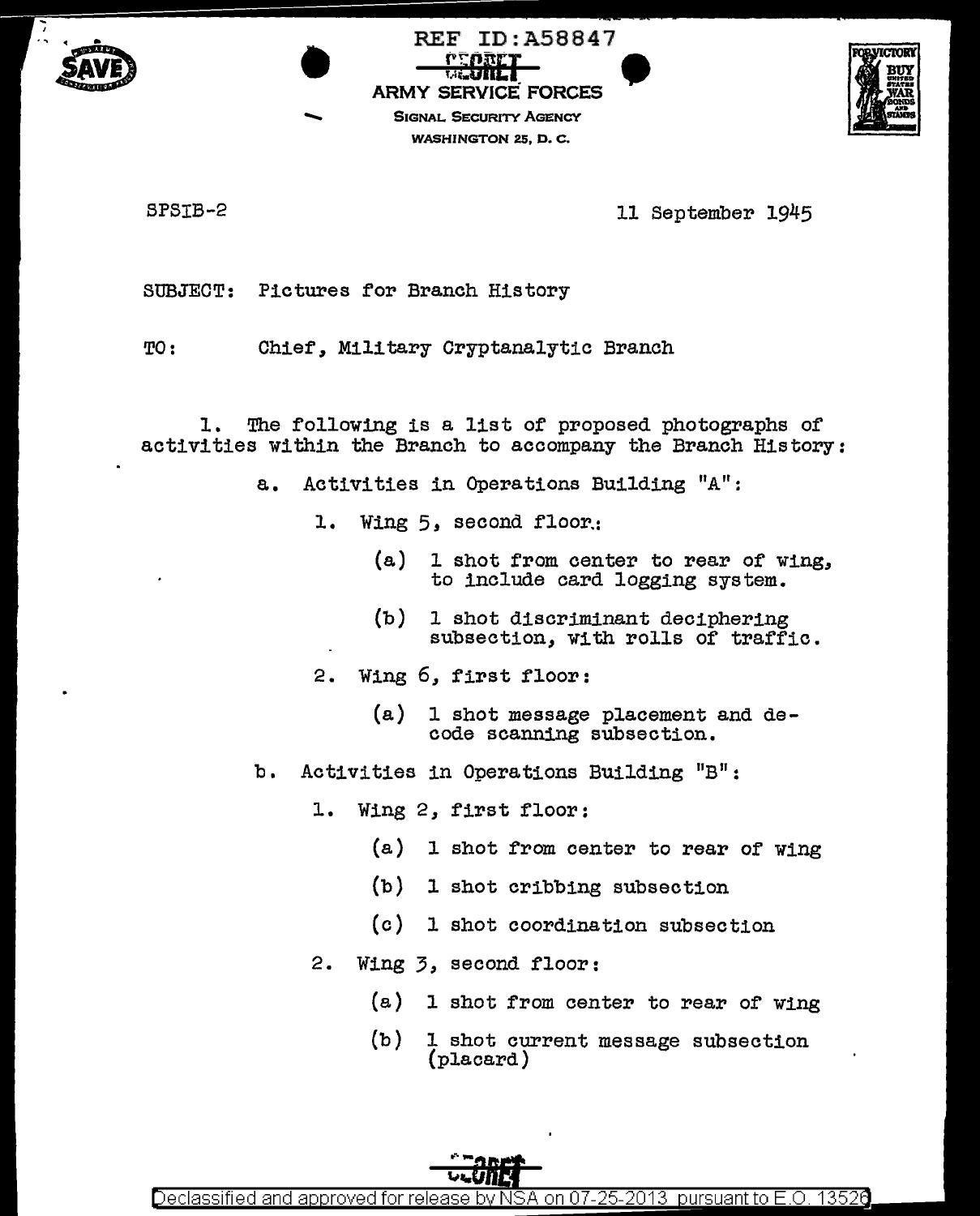REF ID:A58847

SECRET

ARMY SERVICE FORCES
SIGNAL SECURITY AGENCY
WASHINGTON 25, D. C.

SPSIB-2

11 September 1945

SUBJECT: Pictures for Branch History

TO: Chief, Military Cryptanalytic Branch

1. The following is a list of proposed photographs of activities within the Branch to accompany the Branch History:

a. Activities in Operations Building "A":

1. Wing 5, second floor:

(a) 1 shot from center to rear of wing, to include card logging system.

(b) 1 shot discriminant deciphering subsection, with rolls of traffic.

2. Wing 6, first floor:

(a) 1 shot message placement and decode scanning subsection.

b. Activities in Operations Building "B":

1. Wing 2, first floor:

(a) 1 shot from center to rear of wing

(b) 1 shot cribbing subsection

(c) 1 shot coordination subsection

2. Wing 3, second floor:

(a) 1 shot from center to rear of wing

(b) 1 shot current message subsection (placard)

SECRET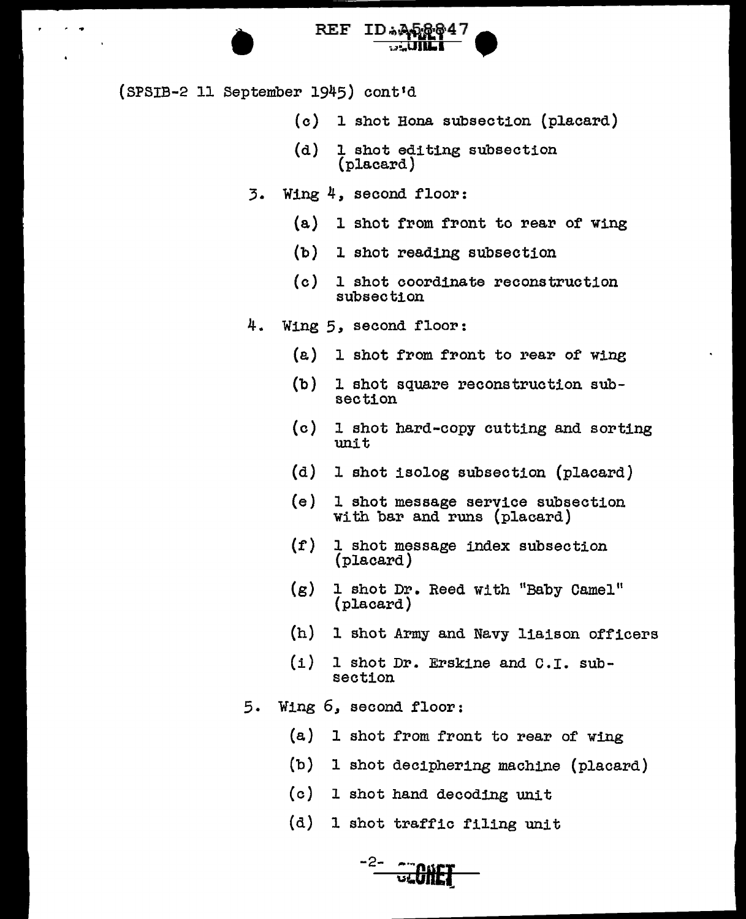(SPSIB-2 11 September 1945) cont'd

(c) 1 shot Hona subsection (placard)

(d) 1 shot editing subsection (placard)

3. Wing 4, second floor:

(a) 1 shot from front to rear of wing

(b) 1 shot reading subsection

(c) 1 shot coordinate reconstruction subsection

4. Wing 5, second floor:

(a) 1 shot from front to rear of wing

(b) 1 shot square reconstruction subsection

(c) 1 shot hard-copy cutting and sorting unit

(d) 1 shot isolog subsection (placard)

(e) 1 shot message service subsection with bar and runs (placard)

(f) 1 shot message index subsection (placard)

(g) 1 shot Dr. Reed with "Baby Camel" (placard)

(h) 1 shot Army and Navy liaison officers

(i) 1 shot Dr. Erskine and C.I. subsection

5. Wing 6, second floor:

(a) 1 shot from front to rear of wing

(b) 1 shot deciphering machine (placard)

(c) 1 shot hand decoding unit

(d) 1 shot traffic filing unit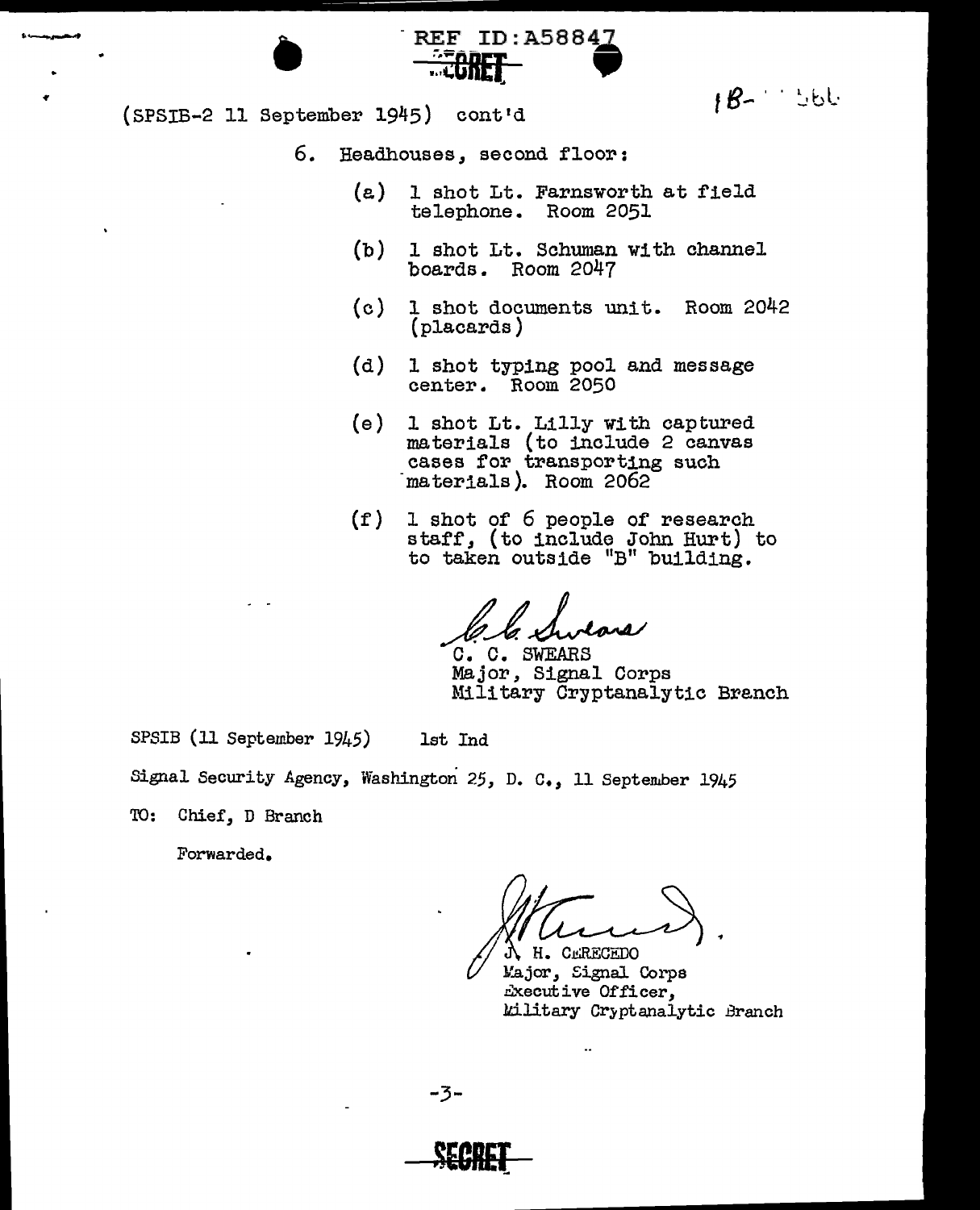REF ID:A58847

SECRET

(SPSIB-2 11 September 1945) cont'd

6. Headhouses, second floor:

   (a) 1 shot Lt. Farnsworth at field telephone. Room 2051

   (b) 1 shot Lt. Schuman with channel boards. Room 2047

   (c) 1 shot documents unit. Room 2042 (placards)

   (d) 1 shot typing pool and message center. Room 2050

   (e) 1 shot Lt. Lilly with captured materials (to include 2 canvas cases for transporting such materials). Room 2062

   (f) 1 shot of 6 people of research staff, (to include John Hurt) to to taken outside "B" building.

C. C. Swears

C. C. SWEARS
Major, Signal Corps
Military Cryptanalytic Branch

SPSIB (11 September 1945) 1st Ind

Signal Security Agency, Washington 25, D. C., 11 September 1945

TO: Chief, D Branch

Forwarded.

J. H. CERECEDO
Major, Signal Corps
Executive Officer,
Military Cryptanalytic Branch

SECRET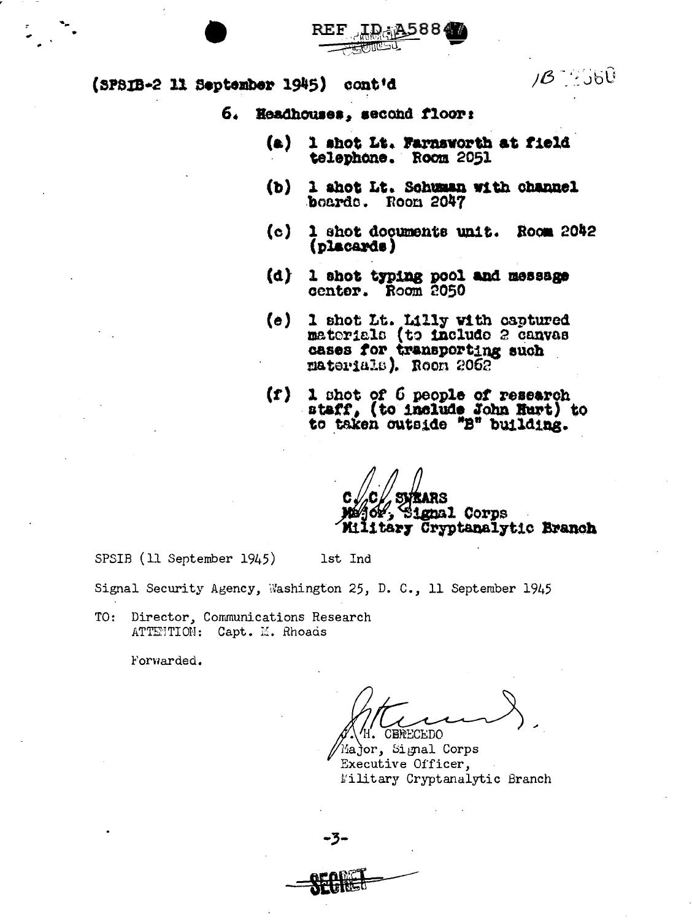REF ID:A58847

(SPSIB-2 11 September 1945) cont'd

6. Headhouses, second floor:

(a) 1 shot Lt. Farnsworth at field telephone. Room 2051

(b) 1 shot Lt. Schuman with channel boards. Room 2047

(c) 1 shot documents unit. Room 2042 (placards)

(d) 1 shot typing pool and message center. Room 2050

(e) 1 shot Lt. Lilly with captured materials (to include 2 canvas cases for transporting such materials). Room 2062

(f) 1 shot of 6 people of research staff, (to include John Hurt) to to taken outside "B" building.

C. C. SWEARS
Major, Signal Corps
Military Cryptanalytic Branch

SPSIB (11 September 1945) 1st Ind

Signal Security Agency, Washington 25, D. C., 11 September 1945

TO: Director, Communications Research
ATTENTION: Capt. M. Rhoads

Forwarded.

J. H. CERECEDO
Major, Signal Corps
Executive Officer,
Military Cryptanalytic Branch

SECRET